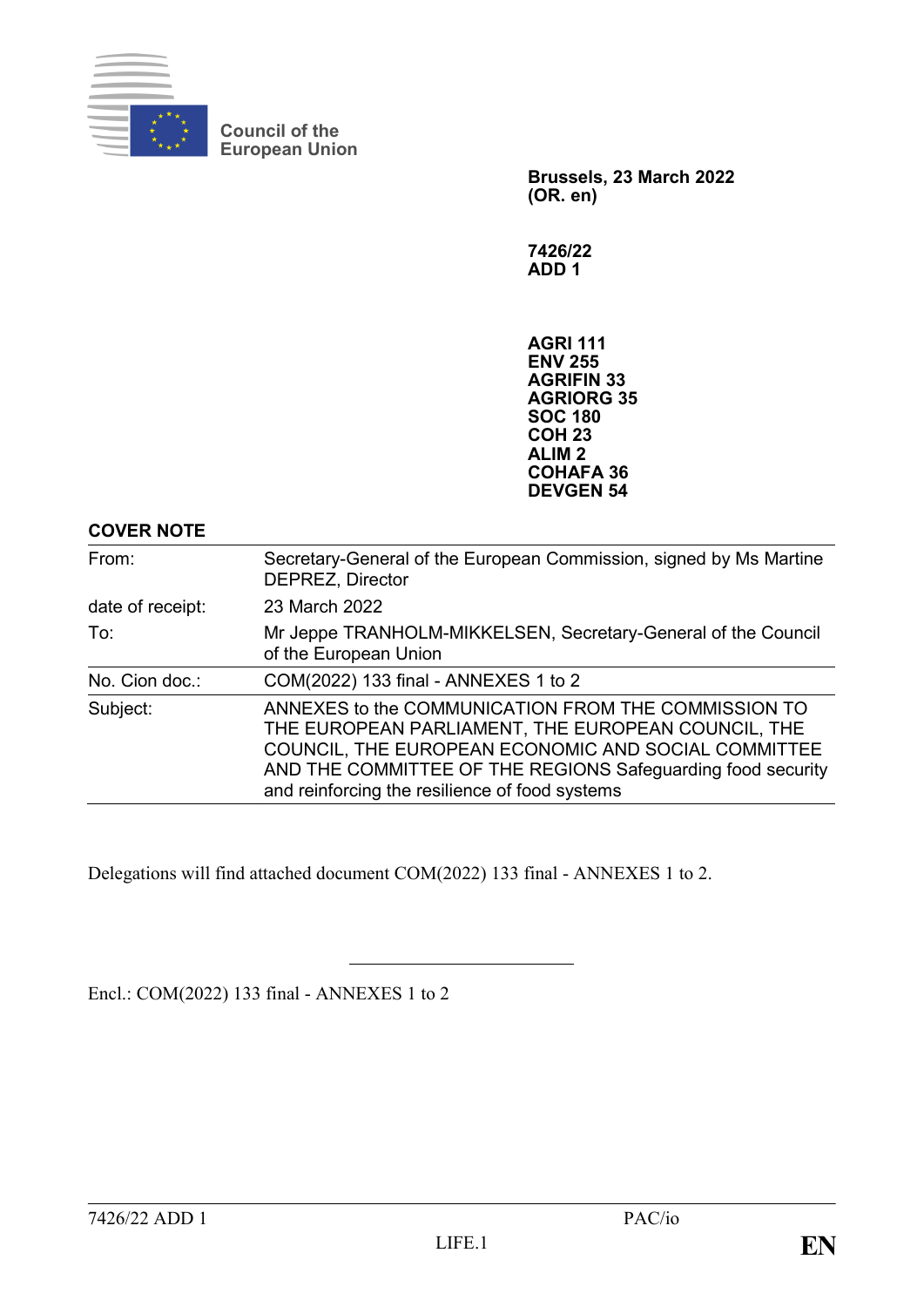Council of the European Union

**Brussels, 23 March 2022**
**(OR. en)**

**7426/22**
**ADD 1**

**AGRI 111**
**ENV 255**
**AGRIFIN 33**
**AGRIORG 35**
**SOC 180**
**COH 23**
**ALIM 2**
**COHAFA 36**
**DEVGEN 54**

**COVER NOTE**

| | |
|---|---|
| From: | Secretary-General of the European Commission, signed by Ms Martine DEPREZ, Director |
| date of receipt: | 23 March 2022 |
| To: | Mr Jeppe TRANHOLM-MIKKELSEN, Secretary-General of the Council of the European Union |
| No. Cion doc.: | COM(2022) 133 final - ANNEXES 1 to 2 |
| Subject: | ANNEXES to the COMMUNICATION FROM THE COMMISSION TO THE EUROPEAN PARLIAMENT, THE EUROPEAN COUNCIL, THE COUNCIL, THE EUROPEAN ECONOMIC AND SOCIAL COMMITTEE AND THE COMMITTEE OF THE REGIONS Safeguarding food security and reinforcing the resilience of food systems |

Delegations will find attached document COM(2022) 133 final - ANNEXES 1 to 2.

---

Encl.: COM(2022) 133 final - ANNEXES 1 to 2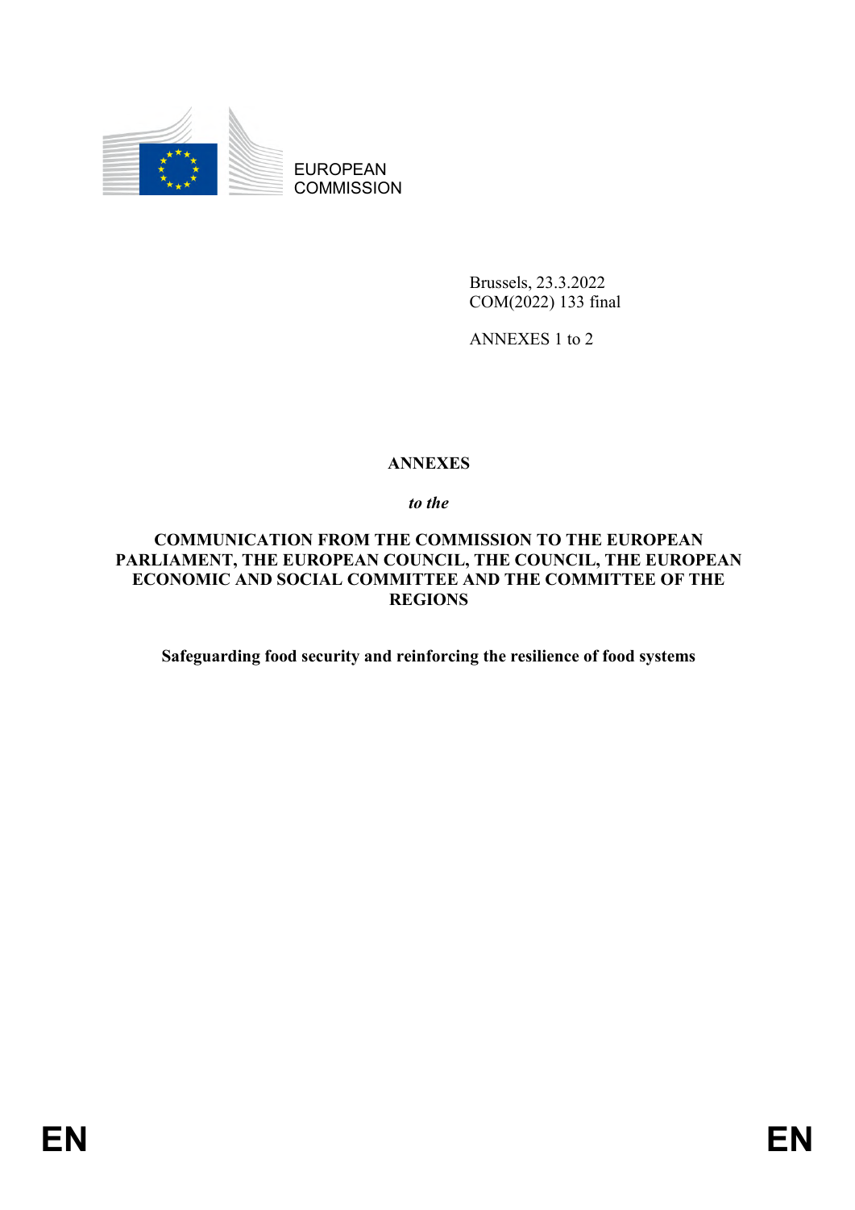EUROPEAN COMMISSION

Brussels, 23.3.2022
COM(2022) 133 final

ANNEXES 1 to 2

**ANNEXES**

***to the***

**COMMUNICATION FROM THE COMMISSION TO THE EUROPEAN PARLIAMENT, THE EUROPEAN COUNCIL, THE COUNCIL, THE EUROPEAN ECONOMIC AND SOCIAL COMMITTEE AND THE COMMITTEE OF THE REGIONS**

**Safeguarding food security and reinforcing the resilience of food systems**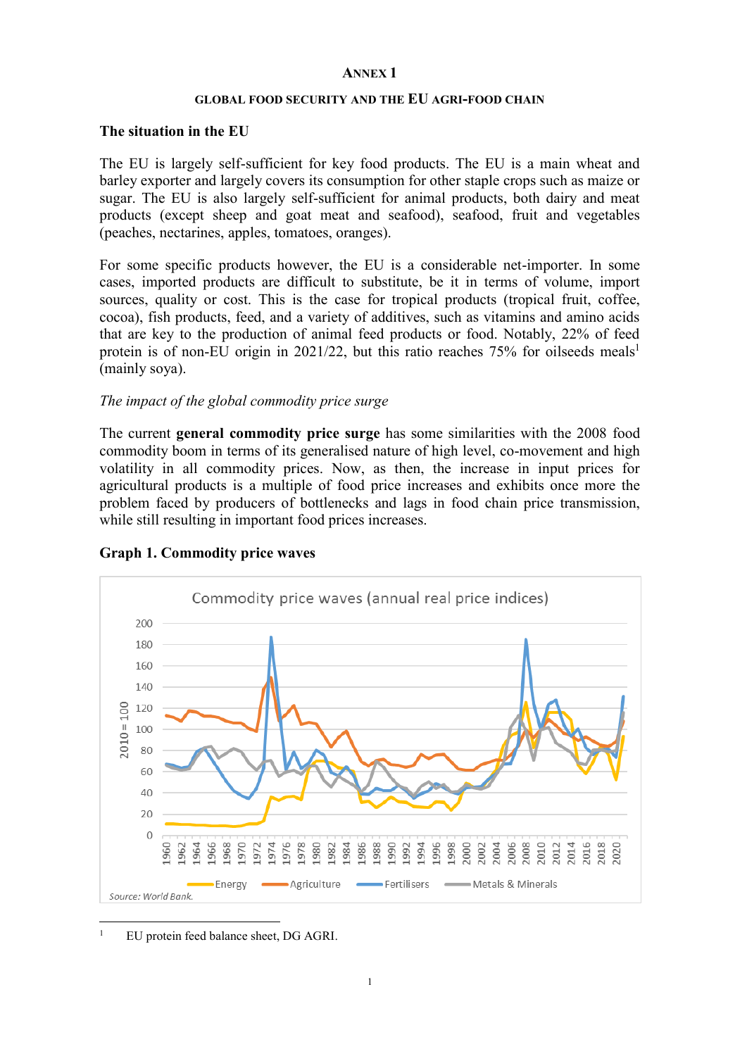## ANNEX 1

### GLOBAL FOOD SECURITY AND THE EU AGRI-FOOD CHAIN

### The situation in the EU

The EU is largely self-sufficient for key food products. The EU is a main wheat and barley exporter and largely covers its consumption for other staple crops such as maize or sugar. The EU is also largely self-sufficient for animal products, both dairy and meat products (except sheep and goat meat and seafood), seafood, fruit and vegetables (peaches, nectarines, apples, tomatoes, oranges).

For some specific products however, the EU is a considerable net-importer. In some cases, imported products are difficult to substitute, be it in terms of volume, import sources, quality or cost. This is the case for tropical products (tropical fruit, coffee, cocoa), fish products, feed, and a variety of additives, such as vitamins and amino acids that are key to the production of animal feed products or food. Notably, 22% of feed protein is of non-EU origin in 2021/22, but this ratio reaches 75% for oilseeds meals[1] (mainly soya).

*The impact of the global commodity price surge*

The current **general commodity price surge** has some similarities with the 2008 food commodity boom in terms of its generalised nature of high level, co-movement and high volatility in all commodity prices. Now, as then, the increase in input prices for agricultural products is a multiple of food price increases and exhibits once more the problem faced by producers of bottlenecks and lags in food chain price transmission, while still resulting in important food prices increases.

**Graph 1. Commodity price waves**

Commodity price waves (annual real price indices)

Source: World Bank.

---

[1] EU protein feed balance sheet, DG AGRI.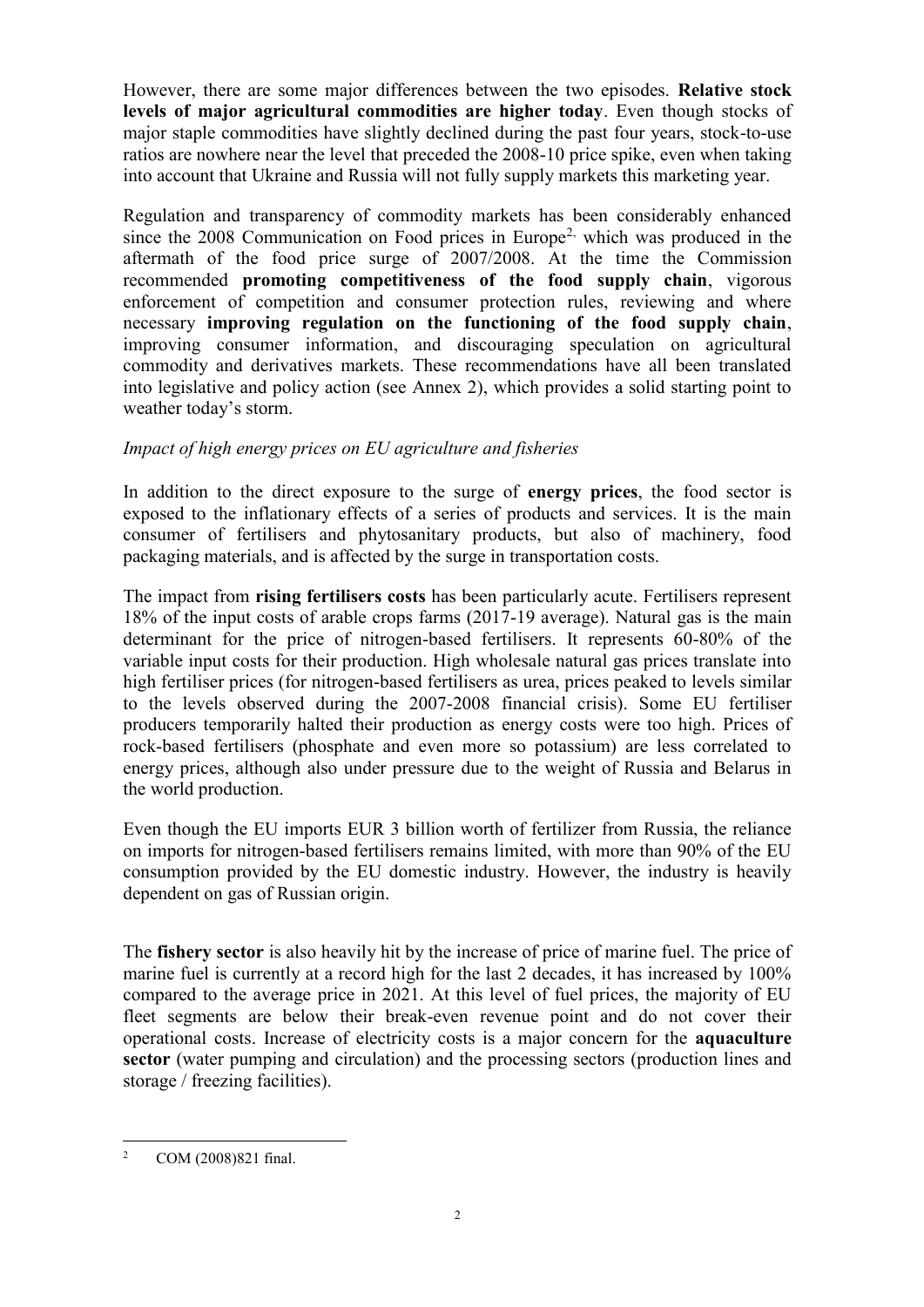However, there are some major differences between the two episodes. **Relative stock levels of major agricultural commodities are higher today**. Even though stocks of major staple commodities have slightly declined during the past four years, stock-to-use ratios are nowhere near the level that preceded the 2008-10 price spike, even when taking into account that Ukraine and Russia will not fully supply markets this marketing year.

Regulation and transparency of commodity markets has been considerably enhanced since the 2008 Communication on Food prices in Europe[2], which was produced in the aftermath of the food price surge of 2007/2008. At the time the Commission recommended **promoting competitiveness of the food supply chain**, vigorous enforcement of competition and consumer protection rules, reviewing and where necessary **improving regulation on the functioning of the food supply chain**, improving consumer information, and discouraging speculation on agricultural commodity and derivatives markets. These recommendations have all been translated into legislative and policy action (see Annex 2), which provides a solid starting point to weather today's storm.

*Impact of high energy prices on EU agriculture and fisheries*

In addition to the direct exposure to the surge of **energy prices**, the food sector is exposed to the inflationary effects of a series of products and services. It is the main consumer of fertilisers and phytosanitary products, but also of machinery, food packaging materials, and is affected by the surge in transportation costs.

The impact from **rising fertilisers costs** has been particularly acute. Fertilisers represent 18% of the input costs of arable crops farms (2017-19 average). Natural gas is the main determinant for the price of nitrogen-based fertilisers. It represents 60-80% of the variable input costs for their production. High wholesale natural gas prices translate into high fertiliser prices (for nitrogen-based fertilisers as urea, prices peaked to levels similar to the levels observed during the 2007-2008 financial crisis). Some EU fertiliser producers temporarily halted their production as energy costs were too high. Prices of rock-based fertilisers (phosphate and even more so potassium) are less correlated to energy prices, although also under pressure due to the weight of Russia and Belarus in the world production.

Even though the EU imports EUR 3 billion worth of fertilizer from Russia, the reliance on imports for nitrogen-based fertilisers remains limited, with more than 90% of the EU consumption provided by the EU domestic industry. However, the industry is heavily dependent on gas of Russian origin.

The **fishery sector** is also heavily hit by the increase of price of marine fuel. The price of marine fuel is currently at a record high for the last 2 decades, it has increased by 100% compared to the average price in 2021. At this level of fuel prices, the majority of EU fleet segments are below their break-even revenue point and do not cover their operational costs. Increase of electricity costs is a major concern for the **aquaculture sector** (water pumping and circulation) and the processing sectors (production lines and storage / freezing facilities).

[2] COM (2008)821 final.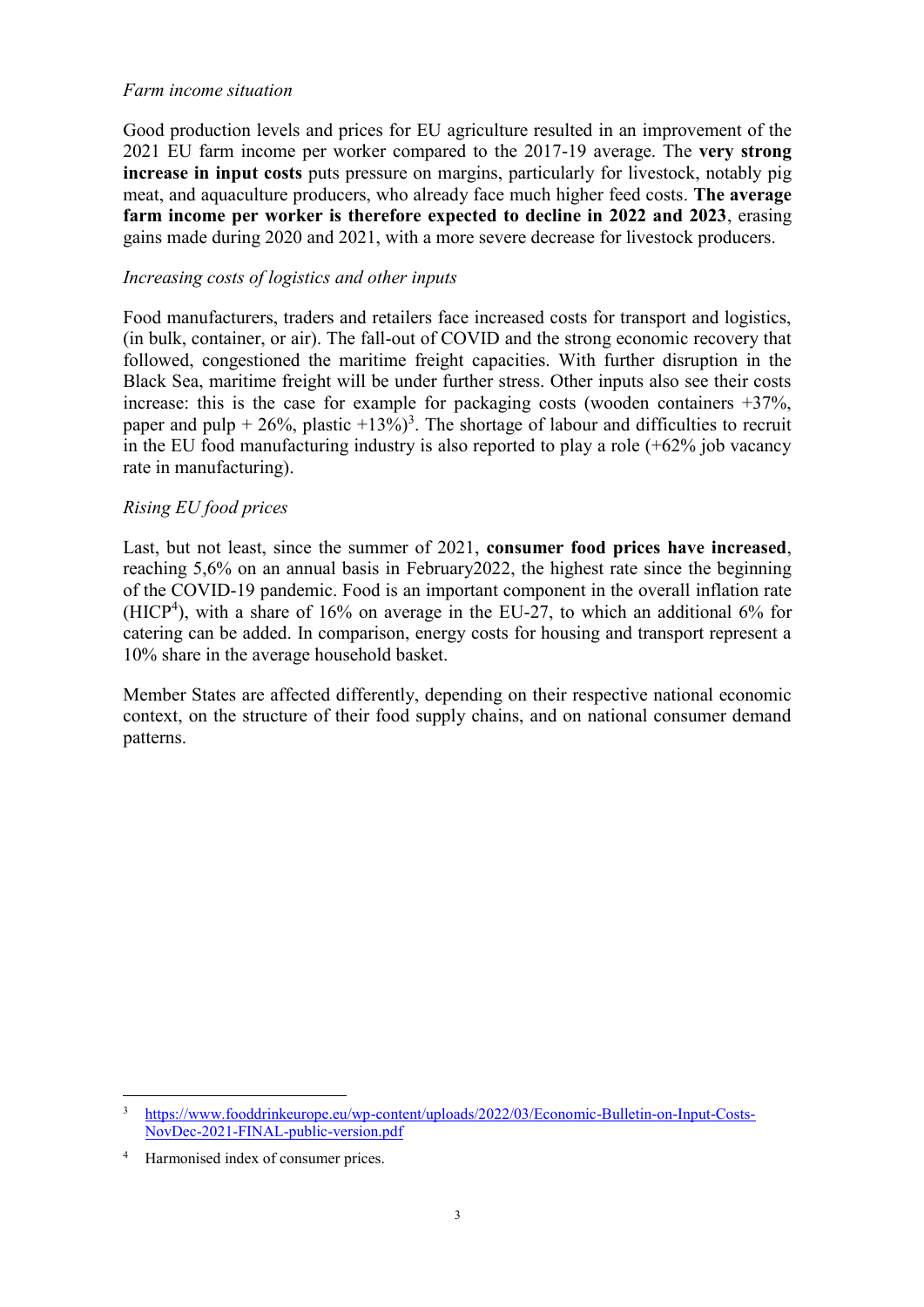*Farm income situation*

Good production levels and prices for EU agriculture resulted in an improvement of the 2021 EU farm income per worker compared to the 2017-19 average. The **very strong increase in input costs** puts pressure on margins, particularly for livestock, notably pig meat, and aquaculture producers, who already face much higher feed costs. **The average farm income per worker is therefore expected to decline in 2022 and 2023**, erasing gains made during 2020 and 2021, with a more severe decrease for livestock producers.

*Increasing costs of logistics and other inputs*

Food manufacturers, traders and retailers face increased costs for transport and logistics, (in bulk, container, or air). The fall-out of COVID and the strong economic recovery that followed, congestioned the maritime freight capacities. With further disruption in the Black Sea, maritime freight will be under further stress. Other inputs also see their costs increase: this is the case for example for packaging costs (wooden containers +37%, paper and pulp + 26%, plastic +13%)[3]. The shortage of labour and difficulties to recruit in the EU food manufacturing industry is also reported to play a role (+62% job vacancy rate in manufacturing).

*Rising EU food prices*

Last, but not least, since the summer of 2021, **consumer food prices have increased**, reaching 5,6% on an annual basis in February2022, the highest rate since the beginning of the COVID-19 pandemic. Food is an important component in the overall inflation rate (HICP[4]), with a share of 16% on average in the EU-27, to which an additional 6% for catering can be added. In comparison, energy costs for housing and transport represent a 10% share in the average household basket.

Member States are affected differently, depending on their respective national economic context, on the structure of their food supply chains, and on national consumer demand patterns.

---

[3] https://www.fooddrinkeurope.eu/wp-content/uploads/2022/03/Economic-Bulletin-on-Input-Costs-NovDec-2021-FINAL-public-version.pdf

[4] Harmonised index of consumer prices.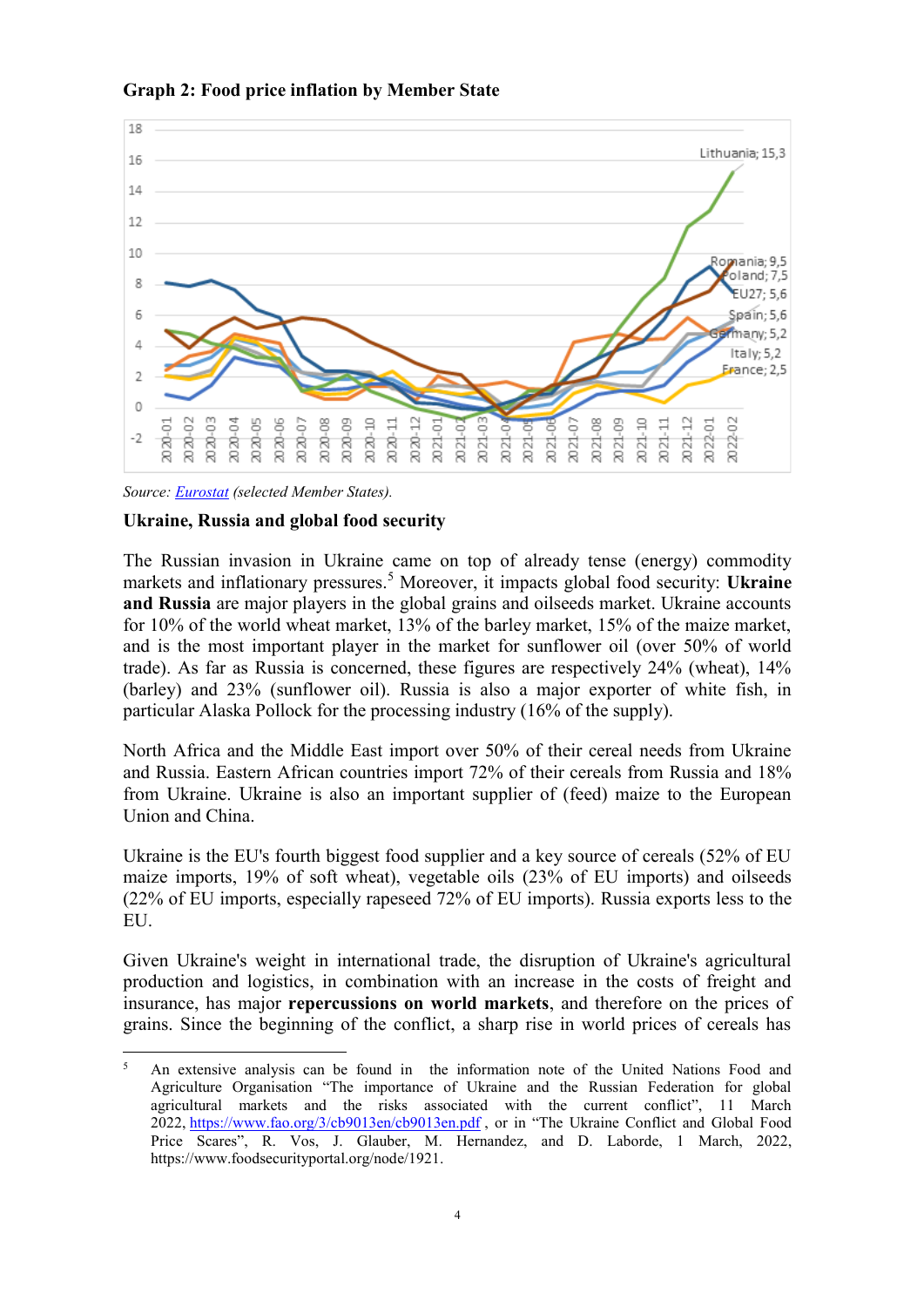**Graph 2: Food price inflation by Member State**

*Source: [Eurostat](#) (selected Member States).*

**Ukraine, Russia and global food security**

The Russian invasion in Ukraine came on top of already tense (energy) commodity markets and inflationary pressures.[5] Moreover, it impacts global food security: **Ukraine and Russia** are major players in the global grains and oilseeds market. Ukraine accounts for 10% of the world wheat market, 13% of the barley market, 15% of the maize market, and is the most important player in the market for sunflower oil (over 50% of world trade). As far as Russia is concerned, these figures are respectively 24% (wheat), 14% (barley) and 23% (sunflower oil). Russia is also a major exporter of white fish, in particular Alaska Pollock for the processing industry (16% of the supply).

North Africa and the Middle East import over 50% of their cereal needs from Ukraine and Russia. Eastern African countries import 72% of their cereals from Russia and 18% from Ukraine. Ukraine is also an important supplier of (feed) maize to the European Union and China.

Ukraine is the EU's fourth biggest food supplier and a key source of cereals (52% of EU maize imports, 19% of soft wheat), vegetable oils (23% of EU imports) and oilseeds (22% of EU imports, especially rapeseed 72% of EU imports). Russia exports less to the EU.

Given Ukraine's weight in international trade, the disruption of Ukraine's agricultural production and logistics, in combination with an increase in the costs of freight and insurance, has major **repercussions on world markets**, and therefore on the prices of grains. Since the beginning of the conflict, a sharp rise in world prices of cereals has

---

[5] An extensive analysis can be found in the information note of the United Nations Food and Agriculture Organisation "The importance of Ukraine and the Russian Federation for global agricultural markets and the risks associated with the current conflict", 11 March 2022, https://www.fao.org/3/cb9013en/cb9013en.pdf , or in "The Ukraine Conflict and Global Food Price Scares", R. Vos, J. Glauber, M. Hernandez, and D. Laborde, 1 March, 2022, https://www.foodsecurityportal.org/node/1921.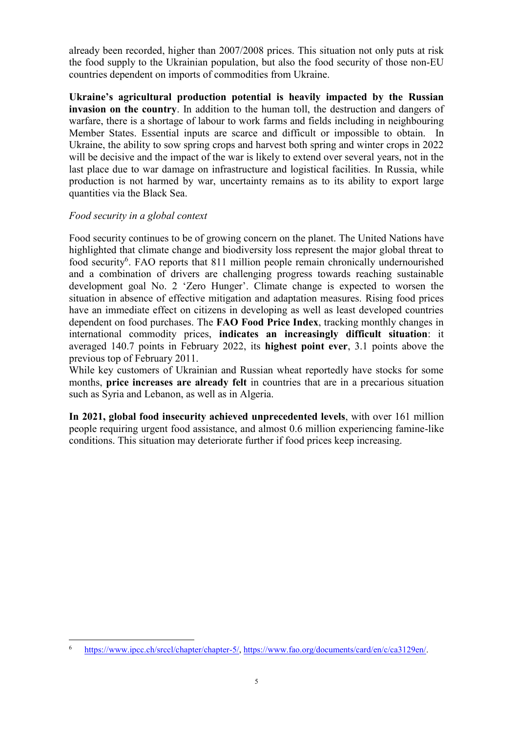already been recorded, higher than 2007/2008 prices. This situation not only puts at risk the food supply to the Ukrainian population, but also the food security of those non-EU countries dependent on imports of commodities from Ukraine.

**Ukraine's agricultural production potential is heavily impacted by the Russian invasion on the country**. In addition to the human toll, the destruction and dangers of warfare, there is a shortage of labour to work farms and fields including in neighbouring Member States. Essential inputs are scarce and difficult or impossible to obtain. In Ukraine, the ability to sow spring crops and harvest both spring and winter crops in 2022 will be decisive and the impact of the war is likely to extend over several years, not in the last place due to war damage on infrastructure and logistical facilities. In Russia, while production is not harmed by war, uncertainty remains as to its ability to export large quantities via the Black Sea.

*Food security in a global context*

Food security continues to be of growing concern on the planet. The United Nations have highlighted that climate change and biodiversity loss represent the major global threat to food security[6]. FAO reports that 811 million people remain chronically undernourished and a combination of drivers are challenging progress towards reaching sustainable development goal No. 2 'Zero Hunger'. Climate change is expected to worsen the situation in absence of effective mitigation and adaptation measures. Rising food prices have an immediate effect on citizens in developing as well as least developed countries dependent on food purchases. The **FAO Food Price Index**, tracking monthly changes in international commodity prices, **indicates an increasingly difficult situation**: it averaged 140.7 points in February 2022, its **highest point ever**, 3.1 points above the previous top of February 2011.

While key customers of Ukrainian and Russian wheat reportedly have stocks for some months, **price increases are already felt** in countries that are in a precarious situation such as Syria and Lebanon, as well as in Algeria.

**In 2021, global food insecurity achieved unprecedented levels**, with over 161 million people requiring urgent food assistance, and almost 0.6 million experiencing famine-like conditions. This situation may deteriorate further if food prices keep increasing.

---

[6] https://www.ipcc.ch/srccl/chapter/chapter-5/, https://www.fao.org/documents/card/en/c/ca3129en/.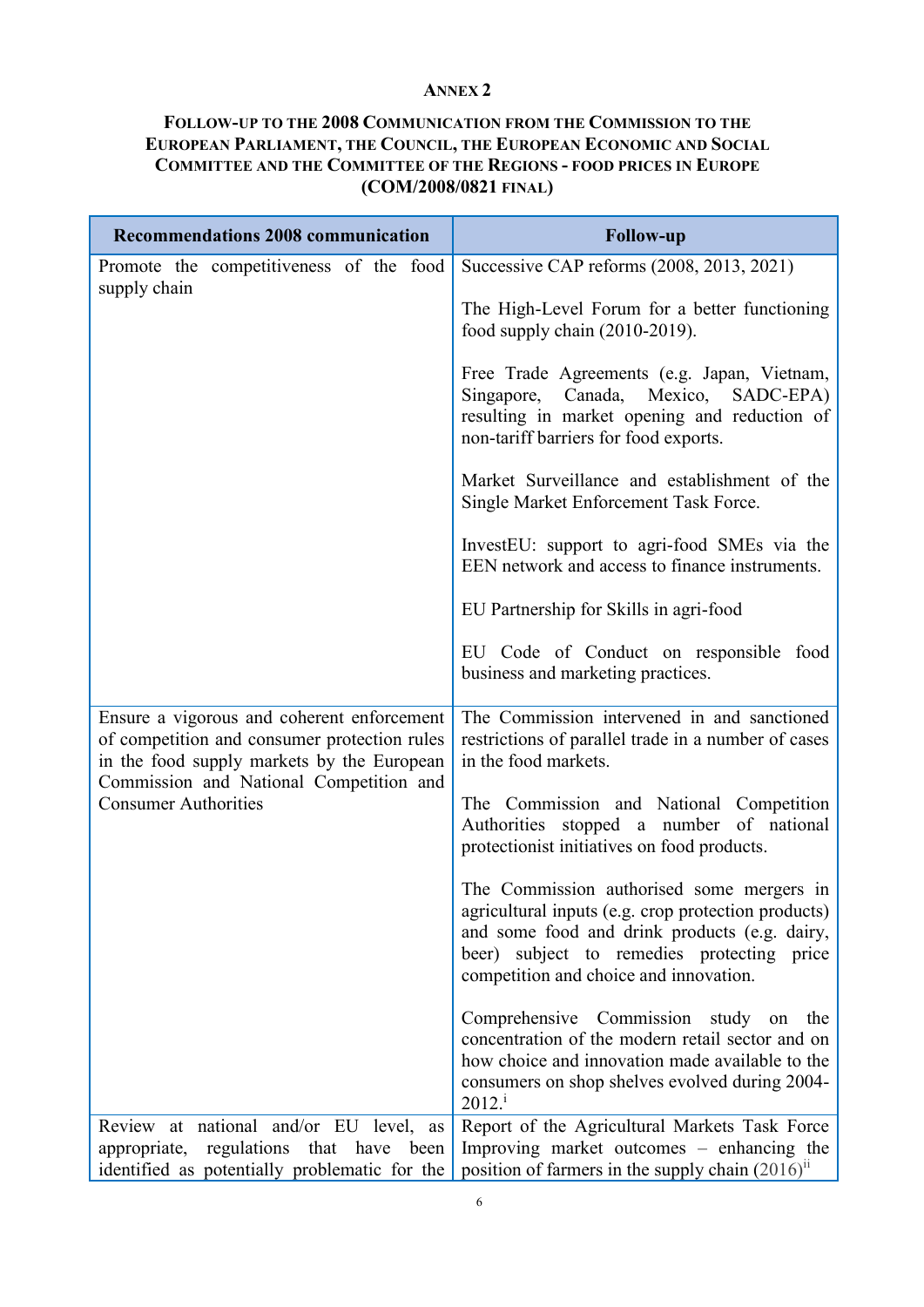# ANNEX 2

## FOLLOW-UP TO THE 2008 COMMUNICATION FROM THE COMMISSION TO THE EUROPEAN PARLIAMENT, THE COUNCIL, THE EUROPEAN ECONOMIC AND SOCIAL COMMITTEE AND THE COMMITTEE OF THE REGIONS - FOOD PRICES IN EUROPE (COM/2008/0821 FINAL)

| Recommendations 2008 communication | Follow-up |
|---|---|
| Promote the competitiveness of the food supply chain | Successive CAP reforms (2008, 2013, 2021)<br><br>The High-Level Forum for a better functioning food supply chain (2010-2019).<br><br>Free Trade Agreements (e.g. Japan, Vietnam, Singapore, Canada, Mexico, SADC-EPA) resulting in market opening and reduction of non-tariff barriers for food exports.<br><br>Market Surveillance and establishment of the Single Market Enforcement Task Force.<br><br>InvestEU: support to agri-food SMEs via the EEN network and access to finance instruments.<br><br>EU Partnership for Skills in agri-food<br><br>EU Code of Conduct on responsible food business and marketing practices. |
| Ensure a vigorous and coherent enforcement of competition and consumer protection rules in the food supply markets by the European Commission and National Competition and Consumer Authorities | The Commission intervened in and sanctioned restrictions of parallel trade in a number of cases in the food markets.<br><br>The Commission and National Competition Authorities stopped a number of national protectionist initiatives on food products.<br><br>The Commission authorised some mergers in agricultural inputs (e.g. crop protection products) and some food and drink products (e.g. dairy, beer) subject to remedies protecting price competition and choice and innovation.<br><br>Comprehensive Commission study on the concentration of the modern retail sector and on how choice and innovation made available to the consumers on shop shelves evolved during 2004-2012.[i] |
| Review at national and/or EU level, as appropriate, regulations that have been identified as potentially problematic for the | Report of the Agricultural Markets Task Force Improving market outcomes – enhancing the position of farmers in the supply chain (2016)[ii] |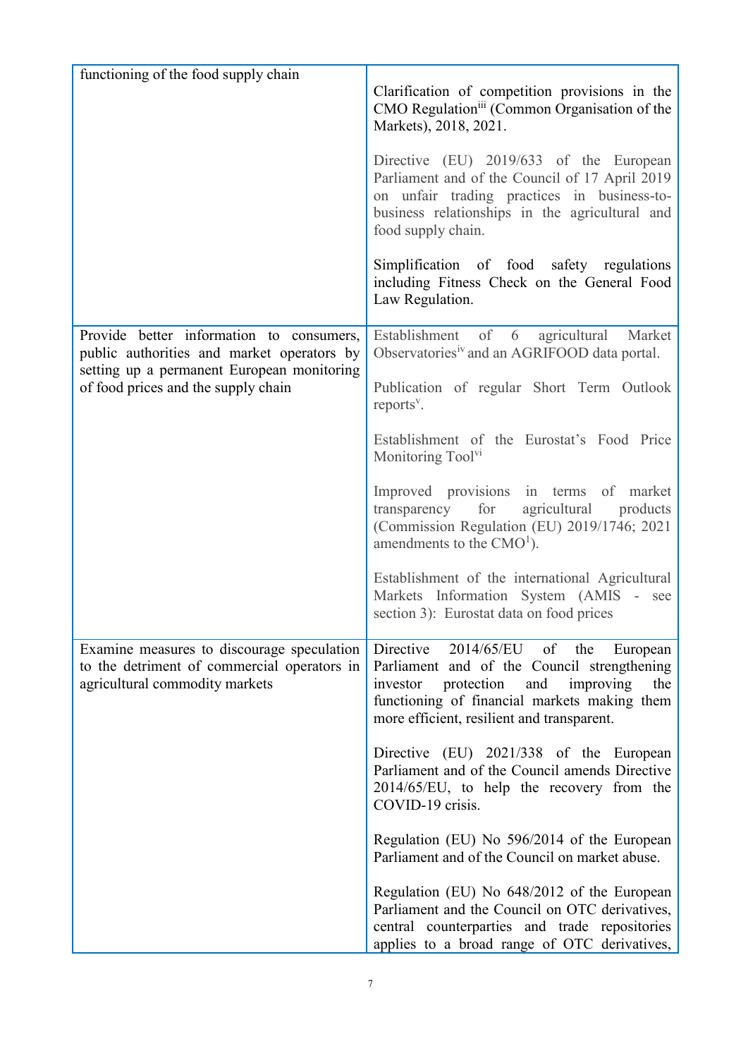| | |
|---|---|
| functioning of the food supply chain | Clarification of competition provisions in the CMO Regulation[iii] (Common Organisation of the Markets), 2018, 2021.<br><br>Directive (EU) 2019/633 of the European Parliament and of the Council of 17 April 2019 on unfair trading practices in business-to-business relationships in the agricultural and food supply chain.<br><br>Simplification of food safety regulations including Fitness Check on the General Food Law Regulation. |
| Provide better information to consumers, public authorities and market operators by setting up a permanent European monitoring of food prices and the supply chain | Establishment of 6 agricultural Market Observatories[iv] and an AGRIFOOD data portal.<br><br>Publication of regular Short Term Outlook reports[v].<br><br>Establishment of the Eurostat's Food Price Monitoring Tool[vi]<br><br>Improved provisions in terms of market transparency for agricultural products (Commission Regulation (EU) 2019/1746; 2021 amendments to the CMO[1]).<br><br>Establishment of the international Agricultural Markets Information System (AMIS - see section 3): Eurostat data on food prices |
| Examine measures to discourage speculation to the detriment of commercial operators in agricultural commodity markets | Directive 2014/65/EU of the European Parliament and of the Council strengthening investor protection and improving the functioning of financial markets making them more efficient, resilient and transparent.<br><br>Directive (EU) 2021/338 of the European Parliament and of the Council amends Directive 2014/65/EU, to help the recovery from the COVID-19 crisis.<br><br>Regulation (EU) No 596/2014 of the European Parliament and of the Council on market abuse.<br><br>Regulation (EU) No 648/2012 of the European Parliament and the Council on OTC derivatives, central counterparties and trade repositories applies to a broad range of OTC derivatives, |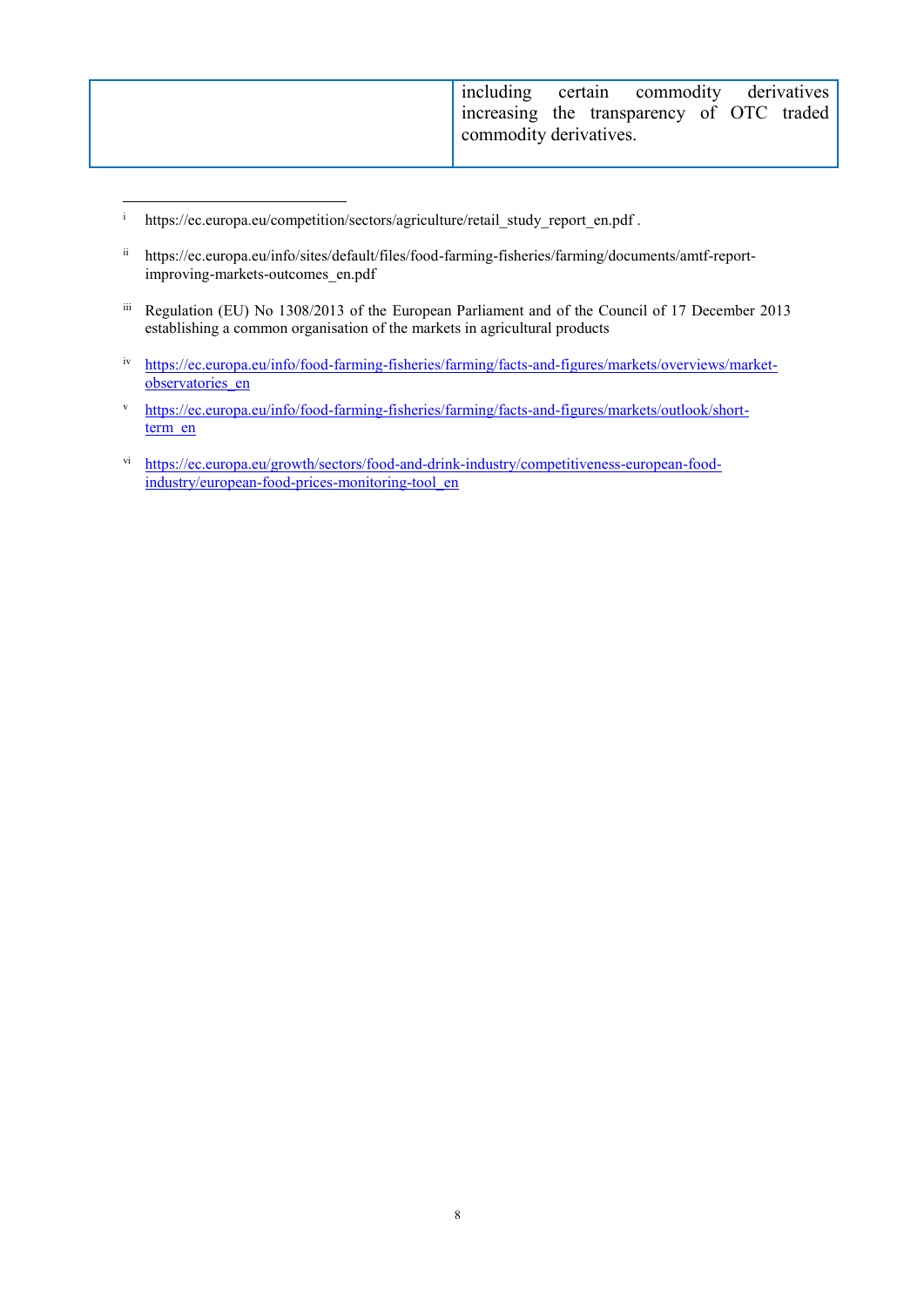| | |
|---|---|
| | including certain commodity derivatives increasing the transparency of OTC traded commodity derivatives. |

---

[i] https://ec.europa.eu/competition/sectors/agriculture/retail_study_report_en.pdf .

[ii] https://ec.europa.eu/info/sites/default/files/food-farming-fisheries/farming/documents/amtf-report-improving-markets-outcomes_en.pdf

[iii] Regulation (EU) No 1308/2013 of the European Parliament and of the Council of 17 December 2013 establishing a common organisation of the markets in agricultural products

[iv] https://ec.europa.eu/info/food-farming-fisheries/farming/facts-and-figures/markets/overviews/market-observatories_en

[v] https://ec.europa.eu/info/food-farming-fisheries/farming/facts-and-figures/markets/outlook/short-term_en

[vi] https://ec.europa.eu/growth/sectors/food-and-drink-industry/competitiveness-european-food-industry/european-food-prices-monitoring-tool_en